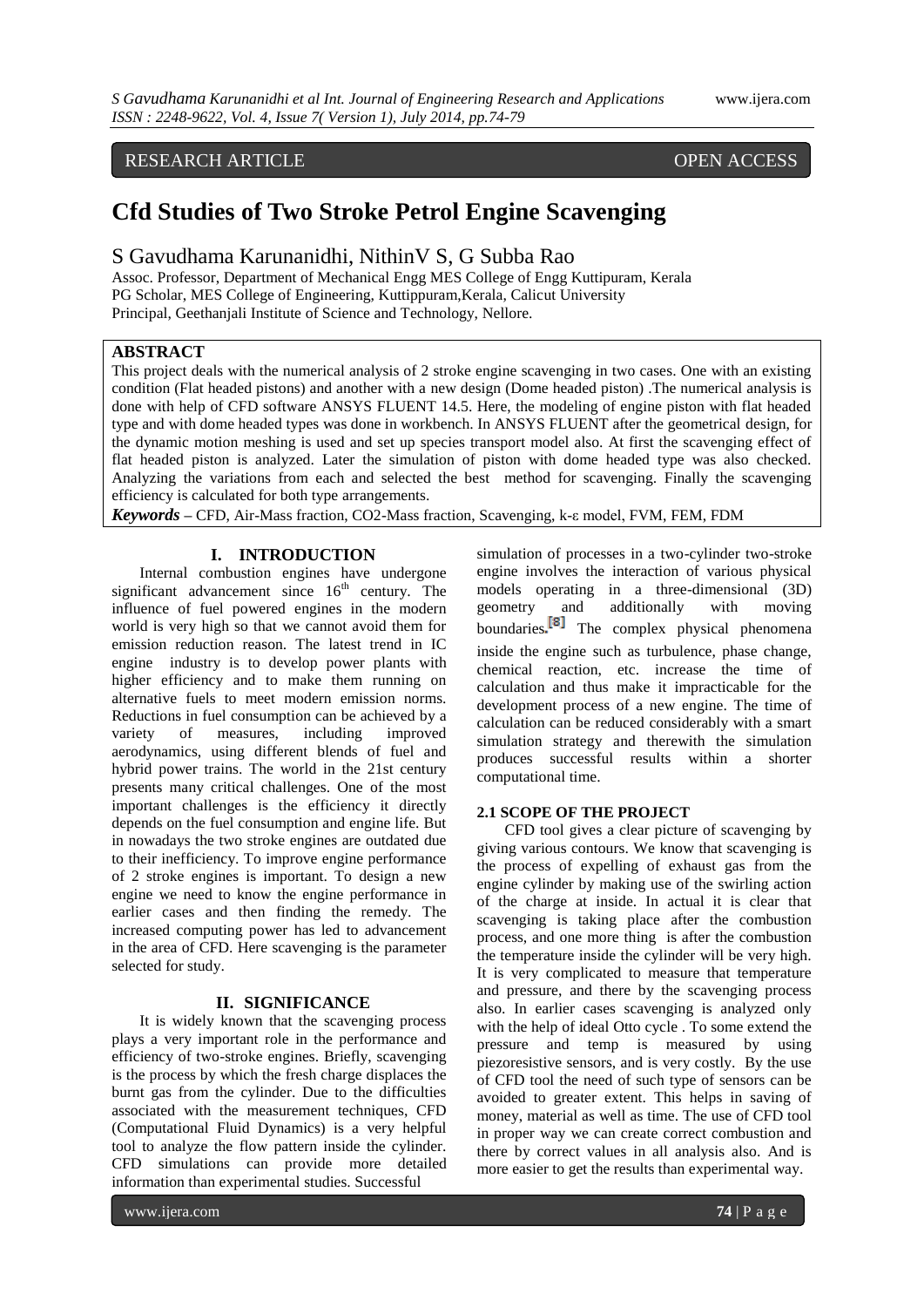RESEARCH ARTICLE OPEN ACCESS

# Cfd Studies of Two Stroke Petrol Engine Scavenging

S Gavudhama Karunanidhi, NithinV S, G Subba Rao

Assoc. Professor, Department of Mechanical Engg MES College of Engg Kuttipuram, Kerala
PG Scholar, MES College of Engineering, Kuttippuram,Kerala, Calicut University
Principal, Geethanjali Institute of Science and Technology, Nellore.

## ABSTRACT

This project deals with the numerical analysis of 2 stroke engine scavenging in two cases. One with an existing condition (Flat headed pistons) and another with a new design (Dome headed piston) .The numerical analysis is done with help of CFD software ANSYS FLUENT 14.5. Here, the modeling of engine piston with flat headed type and with dome headed types was done in workbench. In ANSYS FLUENT after the geometrical design, for the dynamic motion meshing is used and set up species transport model also. At first the scavenging effect of flat headed piston is analyzed. Later the simulation of piston with dome headed type was also checked. Analyzing the variations from each and selected the best method for scavenging. Finally the scavenging efficiency is calculated for both type arrangements.

***Keywords*** **–** CFD, Air-Mass fraction, CO2-Mass fraction, Scavenging, k-ε model, FVM, FEM, FDM

## I. INTRODUCTION

Internal combustion engines have undergone significant advancement since 16th century. The influence of fuel powered engines in the modern world is very high so that we cannot avoid them for emission reduction reason. The latest trend in IC engine industry is to develop power plants with higher efficiency and to make them running on alternative fuels to meet modern emission norms. Reductions in fuel consumption can be achieved by a variety of measures, including improved aerodynamics, using different blends of fuel and hybrid power trains. The world in the 21st century presents many critical challenges. One of the most important challenges is the efficiency it directly depends on the fuel consumption and engine life. But in nowadays the two stroke engines are outdated due to their inefficiency. To improve engine performance of 2 stroke engines is important. To design a new engine we need to know the engine performance in earlier cases and then finding the remedy. The increased computing power has led to advancement in the area of CFD. Here scavenging is the parameter selected for study.

## II. SIGNIFICANCE

It is widely known that the scavenging process plays a very important role in the performance and efficiency of two-stroke engines. Briefly, scavenging is the process by which the fresh charge displaces the burnt gas from the cylinder. Due to the difficulties associated with the measurement techniques, CFD (Computational Fluid Dynamics) is a very helpful tool to analyze the flow pattern inside the cylinder. CFD simulations can provide more detailed information than experimental studies. Successful simulation of processes in a two-cylinder two-stroke engine involves the interaction of various physical models operating in a three-dimensional (3D) geometry and additionally with moving boundaries.[8] The complex physical phenomena inside the engine such as turbulence, phase change, chemical reaction, etc. increase the time of calculation and thus make it impracticable for the development process of a new engine. The time of calculation can be reduced considerably with a smart simulation strategy and therewith the simulation produces successful results within a shorter computational time.

### 2.1 SCOPE OF THE PROJECT

CFD tool gives a clear picture of scavenging by giving various contours. We know that scavenging is the process of expelling of exhaust gas from the engine cylinder by making use of the swirling action of the charge at inside. In actual it is clear that scavenging is taking place after the combustion process, and one more thing is after the combustion the temperature inside the cylinder will be very high. It is very complicated to measure that temperature and pressure, and there by the scavenging process also. In earlier cases scavenging is analyzed only with the help of ideal Otto cycle . To some extend the pressure and temp is measured by using piezoresistive sensors, and is very costly. By the use of CFD tool the need of such type of sensors can be avoided to greater extent. This helps in saving of money, material as well as time. The use of CFD tool in proper way we can create correct combustion and there by correct values in all analysis also. And is more easier to get the results than experimental way.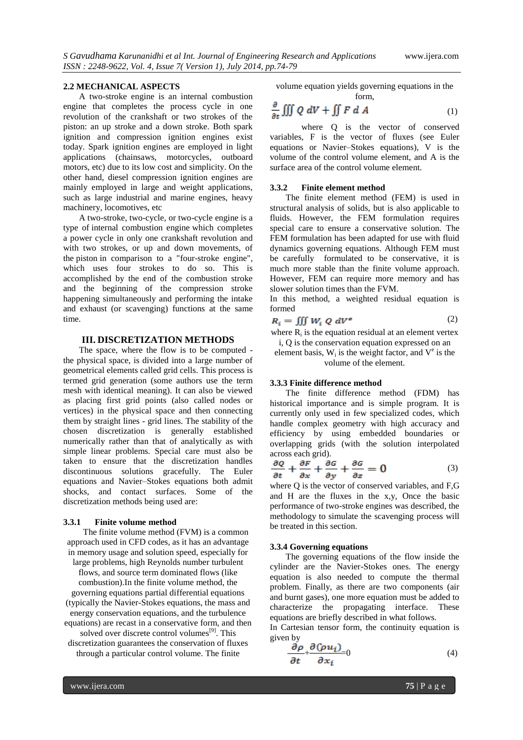### 2.2 MECHANICAL ASPECTS

A two-stroke engine is an internal combustion engine that completes the process cycle in one revolution of the crankshaft or two strokes of the piston: an up stroke and a down stroke. Both spark ignition and compression ignition engines exist today. Spark ignition engines are employed in light applications (chainsaws, motorcycles, outboard motors, etc) due to its low cost and simplicity. On the other hand, diesel compression ignition engines are mainly employed in large and weight applications, such as large industrial and marine engines, heavy machinery, locomotives, etc

A two-stroke, two-cycle, or two-cycle engine is a type of internal combustion engine which completes a power cycle in only one crankshaft revolution and with two strokes, or up and down movements, of the piston in comparison to a "four-stroke engine", which uses four strokes to do so. This is accomplished by the end of the combustion stroke and the beginning of the compression stroke happening simultaneously and performing the intake and exhaust (or scavenging) functions at the same time.

## III. DISCRETIZATION METHODS

The space, where the flow is to be computed - the physical space, is divided into a large number of geometrical elements called grid cells. This process is termed grid generation (some authors use the term mesh with identical meaning). It can also be viewed as placing first grid points (also called nodes or vertices) in the physical space and then connecting them by straight lines - grid lines. The stability of the chosen discretization is generally established numerically rather than that of analytically as with simple linear problems. Special care must also be taken to ensure that the discretization handles discontinuous solutions gracefully. The Euler equations and Navier–Stokes equations both admit shocks, and contact surfaces. Some of the discretization methods being used are:

### 3.3.1 Finite volume method

The finite volume method (FVM) is a common approach used in CFD codes, as it has an advantage in memory usage and solution speed, especially for large problems, high Reynolds number turbulent flows, and source term dominated flows (like combustion).In the finite volume method, the governing equations partial differential equations (typically the Navier-Stokes equations, the mass and energy conservation equations, and the turbulence equations) are recast in a conservative form, and then solved over discrete control volumes[9]. This discretization guarantees the conservation of fluxes through a particular control volume. The finite volume equation yields governing equations in the form,

$$\frac{\partial}{\partial t}\iiint Q\, dV + \iint F\, d\, A \tag{1}$$

where Q is the vector of conserved variables, F is the vector of fluxes (see Euler equations or Navier–Stokes equations), V is the volume of the control volume element, and A is the surface area of the control volume element.

### 3.3.2 Finite element method

The finite element method (FEM) is used in structural analysis of solids, but is also applicable to fluids. However, the FEM formulation requires special care to ensure a conservative solution. The FEM formulation has been adapted for use with fluid dynamics governing equations. Although FEM must be carefully formulated to be conservative, it is much more stable than the finite volume approach. However, FEM can require more memory and has slower solution times than the FVM.

In this method, a weighted residual equation is formed

$$R_i = \iiint W_i\, Q\, dV^e \tag{2}$$

where $R_i$ is the equation residual at an element vertex i, Q is the conservation equation expressed on an element basis, $W_i$ is the weight factor, and $V^e$ is the volume of the element.

### 3.3.3 Finite difference method

The finite difference method (FDM) has historical importance and is simple program. It is currently only used in few specialized codes, which handle complex geometry with high accuracy and efficiency by using embedded boundaries or overlapping grids (with the solution interpolated across each grid).

$$\frac{\partial Q}{\partial t} + \frac{\partial F}{\partial x} + \frac{\partial G}{\partial y} + \frac{\partial G}{\partial z} = 0 \tag{3}$$

where Q is the vector of conserved variables, and F,G and H are the fluxes in the x,y, Once the basic performance of two-stroke engines was described, the methodology to simulate the scavenging process will be treated in this section.

### 3.3.4 Governing equations

The governing equations of the flow inside the cylinder are the Navier-Stokes ones. The energy equation is also needed to compute the thermal problem. Finally, as there are two components (air and burnt gases), one more equation must be added to characterize the propagating interface. These equations are briefly described in what follows.

In Cartesian tensor form, the continuity equation is given by

$$\frac{\partial \rho}{\partial t} + \frac{\partial (\rho u_i)}{\partial x_i} = 0 \tag{4}$$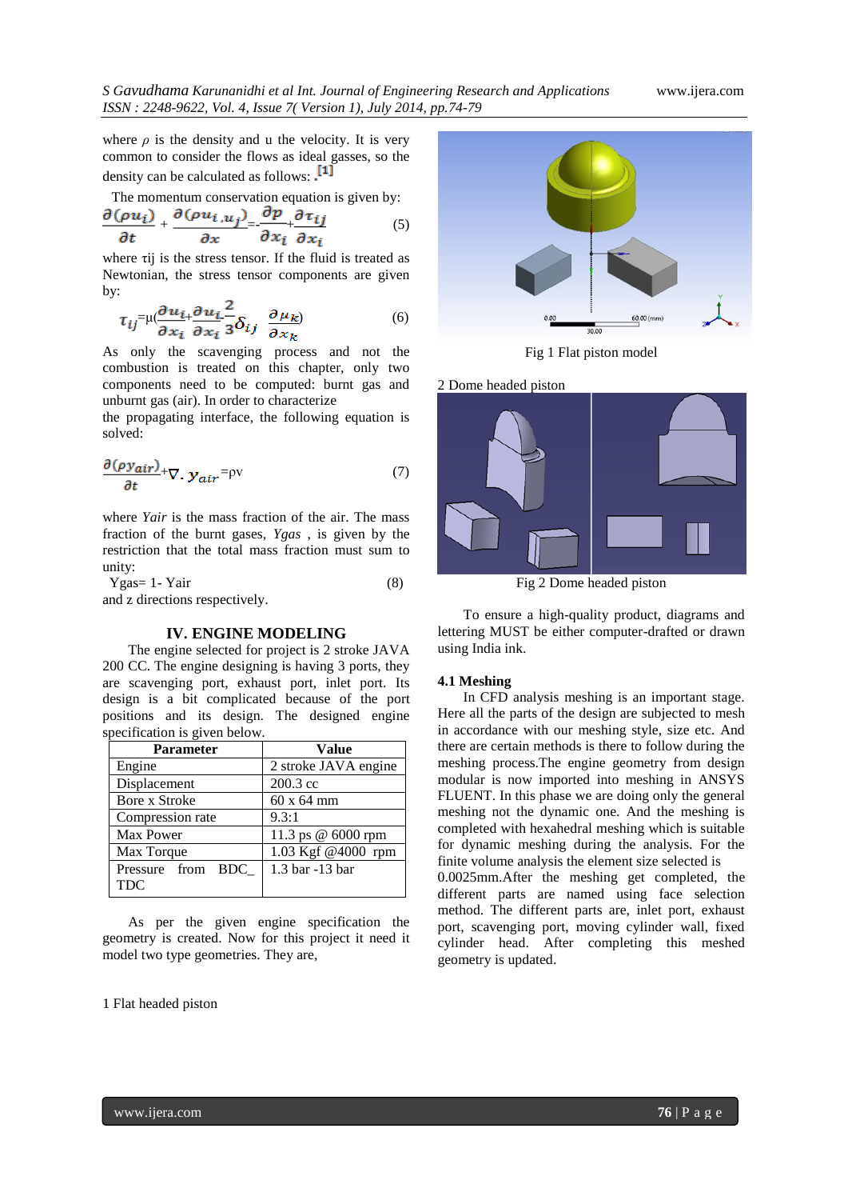where $\rho$ is the density and u the velocity. It is very common to consider the flows as ideal gasses, so the density can be calculated as follows: .[1]

The momentum conservation equation is given by:

$$\frac{\partial(\rho u_i)}{\partial t} + \frac{\partial(\rho u_{i,} u_j)}{\partial x} = -\frac{\partial p}{\partial x_i} + \frac{\partial \tau_{ij}}{\partial x_i} \quad (5)$$

where τij is the stress tensor. If the fluid is treated as Newtonian, the stress tensor components are given by:

$$\tau_{ij} = \mu\left(\frac{\partial u_i}{\partial x_i} + \frac{\partial u_i}{\partial x_i} - \frac{2}{3}\delta_{ij} \quad \frac{\partial \mu_k}{\partial x_k}\right) \quad (6)$$

As only the scavenging process and not the combustion is treated on this chapter, only two components need to be computed: burnt gas and unburnt gas (air). In order to characterize the propagating interface, the following equation is solved:

$$\frac{\partial(\rho y_{air})}{\partial t} + \nabla . \, y_{air} = \rho v \quad (7)$$

where *Yair* is the mass fraction of the air. The mass fraction of the burnt gases, *Ygas* , is given by the restriction that the total mass fraction must sum to unity:

Ygas= 1- Yair (8)

and z directions respectively.

## IV. ENGINE MODELING

The engine selected for project is 2 stroke JAVA 200 CC. The engine designing is having 3 ports, they are scavenging port, exhaust port, inlet port. Its design is a bit complicated because of the port positions and its design. The designed engine specification is given below.

| Parameter | Value |
|---|---|
| Engine | 2 stroke JAVA engine |
| Displacement | 200.3 cc |
| Bore x Stroke | 60 x 64 mm |
| Compression rate | 9.3:1 |
| Max Power | 11.3 ps @ 6000 rpm |
| Max Torque | 1.03 Kgf @4000 rpm |
| Pressure from BDC_ TDC | 1.3 bar -13 bar |

As per the given engine specification the geometry is created. Now for this project it need it model two type geometries. They are,

1 Flat headed piston

Fig 1 Flat piston model

2 Dome headed piston

Fig 2 Dome headed piston

To ensure a high-quality product, diagrams and lettering MUST be either computer-drafted or drawn using India ink.

### 4.1 Meshing

In CFD analysis meshing is an important stage. Here all the parts of the design are subjected to mesh in accordance with our meshing style, size etc. And there are certain methods is there to follow during the meshing process.The engine geometry from design modular is now imported into meshing in ANSYS FLUENT. In this phase we are doing only the general meshing not the dynamic one. And the meshing is completed with hexahedral meshing which is suitable for dynamic meshing during the analysis. For the finite volume analysis the element size selected is 0.0025mm.After the meshing get completed, the different parts are named using face selection method. The different parts are, inlet port, exhaust port, scavenging port, moving cylinder wall, fixed cylinder head. After completing this meshed geometry is updated.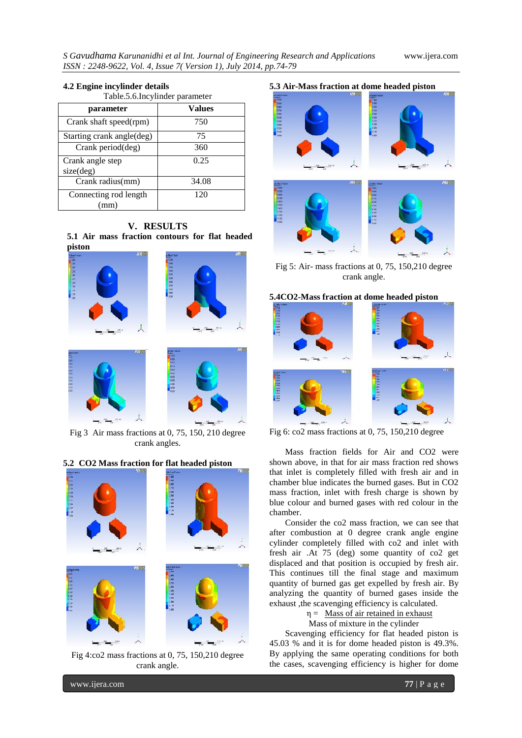### 4.2 Engine incylinder details

Table.5.6.Incylinder parameter

| parameter | Values |
| --- | --- |
| Crank shaft speed(rpm) | 750 |
| Starting crank angle(deg) | 75 |
| Crank period(deg) | 360 |
| Crank angle step size(deg) | 0.25 |
| Crank radius(mm) | 34.08 |
| Connecting rod length (mm) | 120 |

## V. RESULTS

### 5.1 Air mass fraction contours for flat headed piston

Fig 3 Air mass fractions at 0, 75, 150, 210 degree crank angles.

### 5.2 CO2 Mass fraction for flat headed piston

Fig 4:co2 mass fractions at 0, 75, 150,210 degree crank angle.

### 5.3 Air-Mass fraction at dome headed piston

Fig 5: Air- mass fractions at 0, 75, 150,210 degree crank angle.

### 5.4CO2-Mass fraction at dome headed piston

Fig 6: co2 mass fractions at 0, 75, 150,210 degree

Mass fraction fields for Air and CO2 were shown above, in that for air mass fraction red shows that inlet is completely filled with fresh air and in chamber blue indicates the burned gases. But in CO2 mass fraction, inlet with fresh charge is shown by blue colour and burned gases with red colour in the chamber.

Consider the co2 mass fraction, we can see that after combustion at 0 degree crank angle engine cylinder completely filled with co2 and inlet with fresh air .At 75 (deg) some quantity of co2 get displaced and that position is occupied by fresh air. This continues till the final stage and maximum quantity of burned gas get expelled by fresh air. By analyzing the quantity of burned gases inside the exhaust ,the scavenging efficiency is calculated.

$$\eta = \frac{\text{Mass of air retained in exhaust}}{\text{Mass of mixture in the cylinder}}$$

Scavenging efficiency for flat headed piston is 45.03 % and it is for dome headed piston is 49.3%. By applying the same operating conditions for both the cases, scavenging efficiency is higher for dome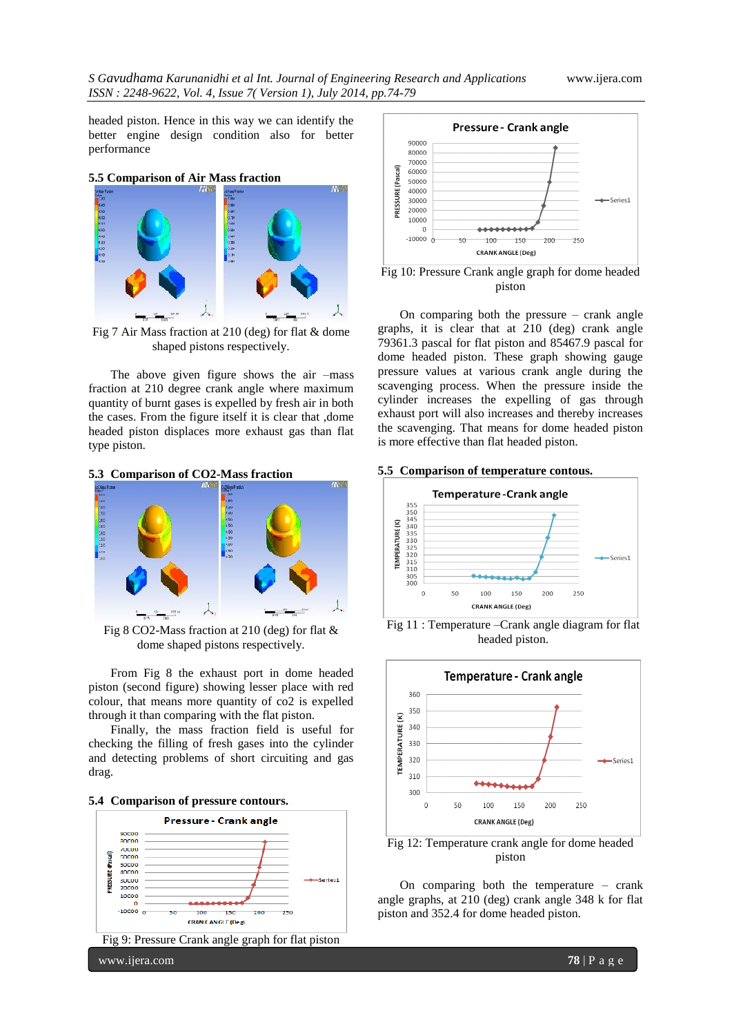headed piston. Hence in this way we can identify the better engine design condition also for better performance

### 5.5 Comparison of Air Mass fraction

Fig 7 Air Mass fraction at 210 (deg) for flat & dome shaped pistons respectively.

The above given figure shows the air –mass fraction at 210 degree crank angle where maximum quantity of burnt gases is expelled by fresh air in both the cases. From the figure itself it is clear that ,dome headed piston displaces more exhaust gas than flat type piston.

### 5.3 Comparison of CO2-Mass fraction

Fig 8 CO2-Mass fraction at 210 (deg) for flat & dome shaped pistons respectively.

From Fig 8 the exhaust port in dome headed piston (second figure) showing lesser place with red colour, that means more quantity of co2 is expelled through it than comparing with the flat piston.

Finally, the mass fraction field is useful for checking the filling of fresh gases into the cylinder and detecting problems of short circuiting and gas drag.

### 5.4 Comparison of pressure contours.

Fig 9: Pressure Crank angle graph for flat piston

Fig 10: Pressure Crank angle graph for dome headed piston

On comparing both the pressure – crank angle graphs, it is clear that at 210 (deg) crank angle 79361.3 pascal for flat piston and 85467.9 pascal for dome headed piston. These graph showing gauge pressure values at various crank angle during the scavenging process. When the pressure inside the cylinder increases the expelling of gas through exhaust port will also increases and thereby increases the scavenging. That means for dome headed piston is more effective than flat headed piston.

### 5.5 Comparison of temperature contous.

Fig 11 : Temperature –Crank angle diagram for flat headed piston.

Fig 12: Temperature crank angle for dome headed piston

On comparing both the temperature – crank angle graphs, at 210 (deg) crank angle 348 k for flat piston and 352.4 for dome headed piston.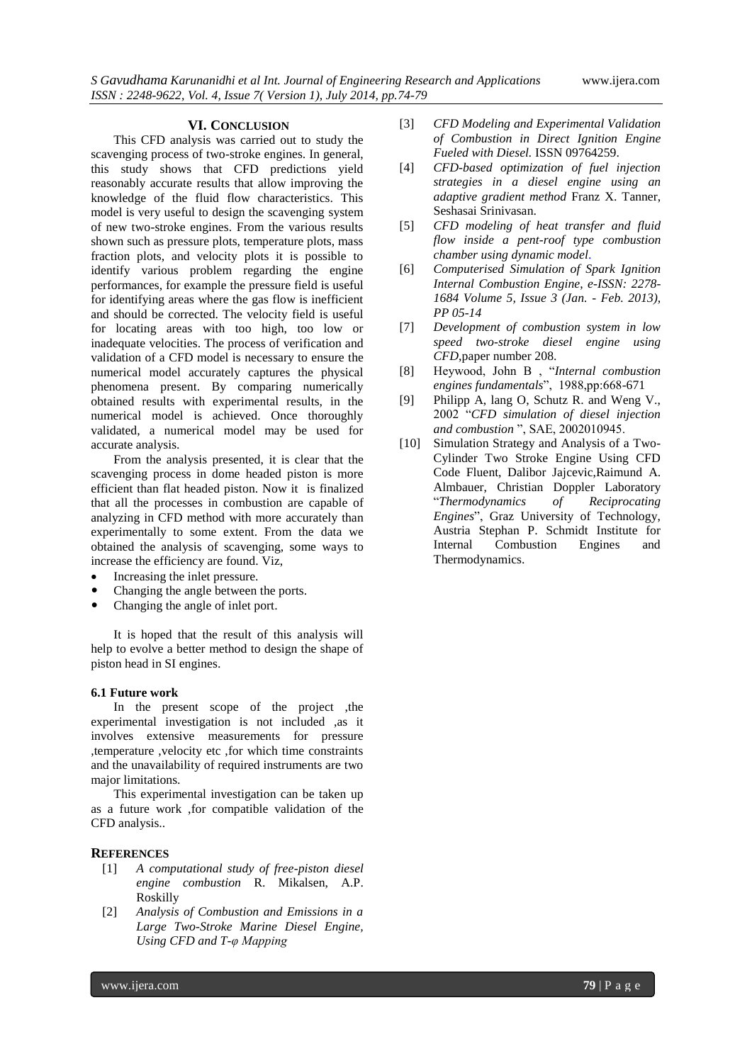## VI. Conclusion

This CFD analysis was carried out to study the scavenging process of two-stroke engines. In general, this study shows that CFD predictions yield reasonably accurate results that allow improving the knowledge of the fluid flow characteristics. This model is very useful to design the scavenging system of new two-stroke engines. From the various results shown such as pressure plots, temperature plots, mass fraction plots, and velocity plots it is possible to identify various problem regarding the engine performances, for example the pressure field is useful for identifying areas where the gas flow is inefficient and should be corrected. The velocity field is useful for locating areas with too high, too low or inadequate velocities. The process of verification and validation of a CFD model is necessary to ensure the numerical model accurately captures the physical phenomena present. By comparing numerically obtained results with experimental results, in the numerical model is achieved. Once thoroughly validated, a numerical model may be used for accurate analysis.

From the analysis presented, it is clear that the scavenging process in dome headed piston is more efficient than flat headed piston. Now it is finalized that all the processes in combustion are capable of analyzing in CFD method with more accurately than experimentally to some extent. From the data we obtained the analysis of scavenging, some ways to increase the efficiency are found. Viz,

- Increasing the inlet pressure.
- Changing the angle between the ports.
- Changing the angle of inlet port.

It is hoped that the result of this analysis will help to evolve a better method to design the shape of piston head in SI engines.

### 6.1 Future work

In the present scope of the project ,the experimental investigation is not included ,as it involves extensive measurements for pressure ,temperature ,velocity etc ,for which time constraints and the unavailability of required instruments are two major limitations.

This experimental investigation can be taken up as a future work ,for compatible validation of the CFD analysis..

## References

[1] *A computational study of free-piston diesel engine combustion* R. Mikalsen, A.P. Roskilly

[2] *Analysis of Combustion and Emissions in a Large Two-Stroke Marine Diesel Engine, Using CFD and T-φ Mapping*

[3] *CFD Modeling and Experimental Validation of Combustion in Direct Ignition Engine Fueled with Diesel.* ISSN 09764259.

[4] *CFD-based optimization of fuel injection strategies in a diesel engine using an adaptive gradient method* Franz X. Tanner, Seshasai Srinivasan.

[5] *CFD modeling of heat transfer and fluid flow inside a pent-roof type combustion chamber using dynamic model*.

[6] *Computerised Simulation of Spark Ignition Internal Combustion Engine, e-ISSN: 2278-1684 Volume 5, Issue 3 (Jan. - Feb. 2013), PP 05-14*

[7] *Development of combustion system in low speed two-stroke diesel engine using CFD*,paper number 208.

[8] Heywood, John B , "*Internal combustion engines fundamentals*", 1988,pp:668-671

[9] Philipp A, lang O, Schutz R. and Weng V., 2002 "*CFD simulation of diesel injection and combustion* ", SAE, 2002010945.

[10] Simulation Strategy and Analysis of a Two-Cylinder Two Stroke Engine Using CFD Code Fluent, Dalibor Jajcevic,Raimund A. Almbauer, Christian Doppler Laboratory "*Thermodynamics of Reciprocating Engines*", Graz University of Technology, Austria Stephan P. Schmidt Institute for Internal Combustion Engines and Thermodynamics.